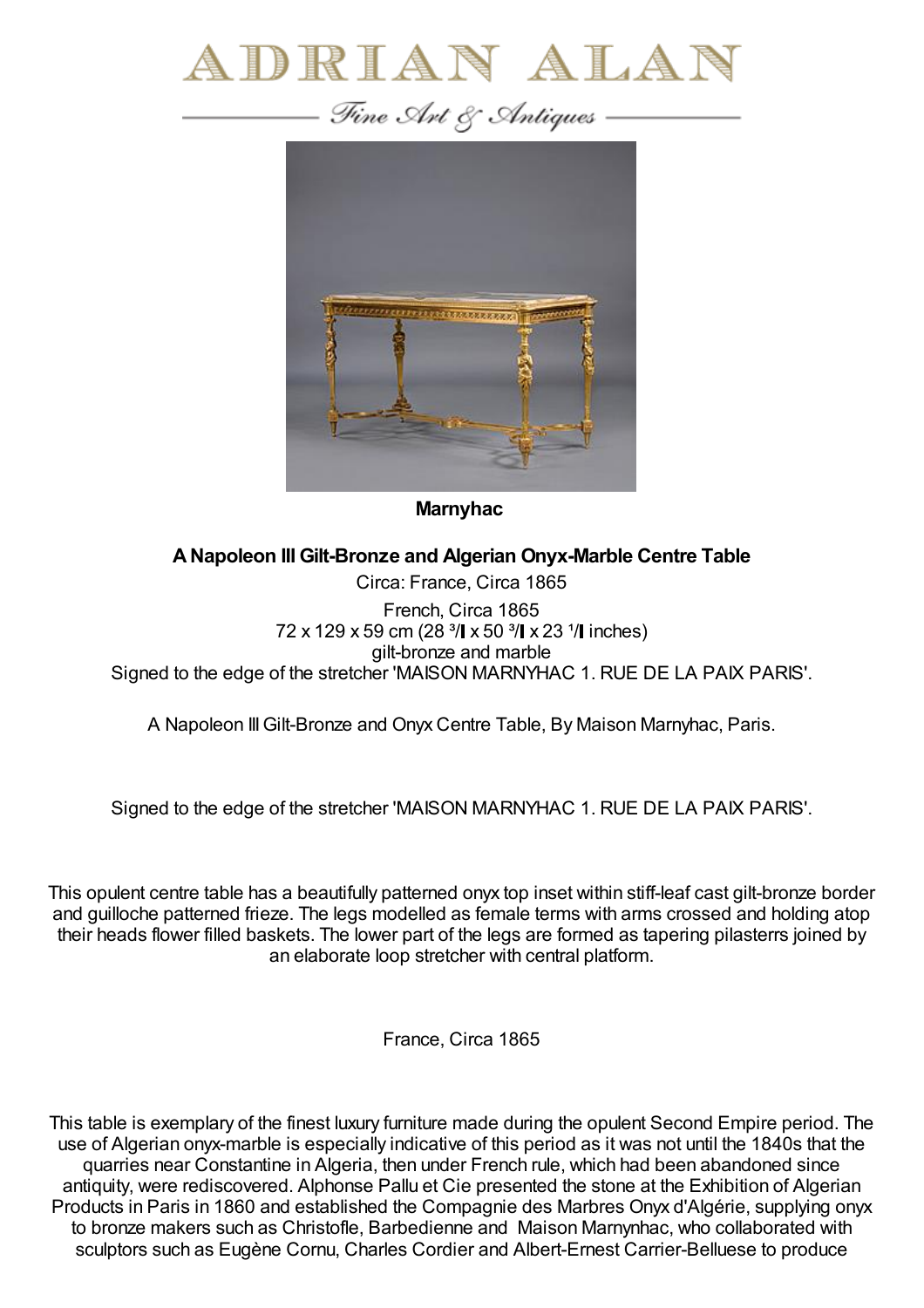# ADRIAN ALAN

*Fine Art & Antiques*

**Marnyhac**

**A Napoleon III Gilt-Bronze and Algerian Onyx-Marble Centre Table**

Circa: France, Circa 1865

French, Circa 1865
72 x 129 x 59 cm (28 ³/▌ x 50 ³/▌ x 23 ¹/▌ inches)
gilt-bronze and marble
Signed to the edge of the stretcher 'MAISON MARNYHAC 1. RUE DE LA PAIX PARIS'.

A Napoleon III Gilt-Bronze and Onyx Centre Table, By Maison Marnyhac, Paris.

Signed to the edge of the stretcher 'MAISON MARNYHAC 1. RUE DE LA PAIX PARIS'.

This opulent centre table has a beautifully patterned onyx top inset within stiff-leaf cast gilt-bronze border and guilloche patterned frieze. The legs modelled as female terms with arms crossed and holding atop their heads flower filled baskets. The lower part of the legs are formed as tapering pilasterrs joined by an elaborate loop stretcher with central platform.

France, Circa 1865

This table is exemplary of the finest luxury furniture made during the opulent Second Empire period. The use of Algerian onyx-marble is especially indicative of this period as it was not until the 1840s that the quarries near Constantine in Algeria, then under French rule, which had been abandoned since antiquity, were rediscovered. Alphonse Pallu et Cie presented the stone at the Exhibition of Algerian Products in Paris in 1860 and established the Compagnie des Marbres Onyx d'Algérie, supplying onyx to bronze makers such as Christofle, Barbedienne and Maison Marnynhac, who collaborated with sculptors such as Eugène Cornu, Charles Cordier and Albert-Ernest Carrier-Belluese to produce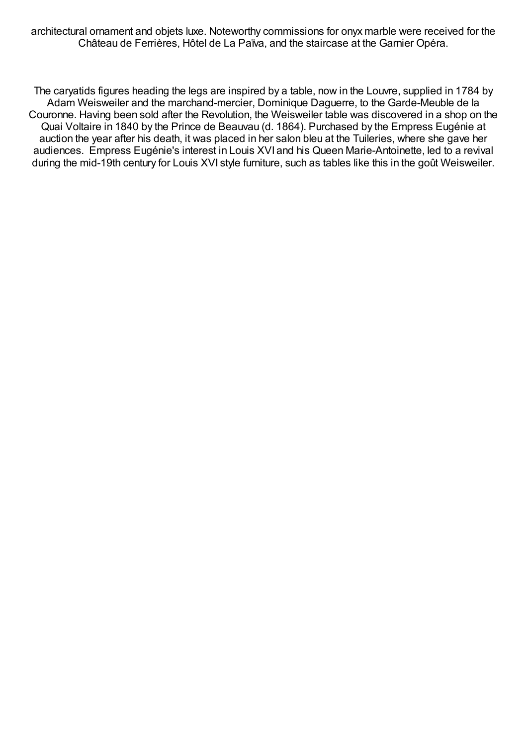architectural ornament and objets luxe. Noteworthy commissions for onyx marble were received for the Château de Ferrières, Hôtel de La Païva, and the staircase at the Garnier Opéra.

The caryatids figures heading the legs are inspired by a table, now in the Louvre, supplied in 1784 by Adam Weisweiler and the marchand-mercier, Dominique Daguerre, to the Garde-Meuble de la Couronne. Having been sold after the Revolution, the Weisweiler table was discovered in a shop on the Quai Voltaire in 1840 by the Prince de Beauvau (d. 1864). Purchased by the Empress Eugénie at auction the year after his death, it was placed in her salon bleu at the Tuileries, where she gave her audiences. Empress Eugénie's interest in Louis XVI and his Queen Marie-Antoinette, led to a revival during the mid-19th century for Louis XVI style furniture, such as tables like this in the goût Weisweiler.